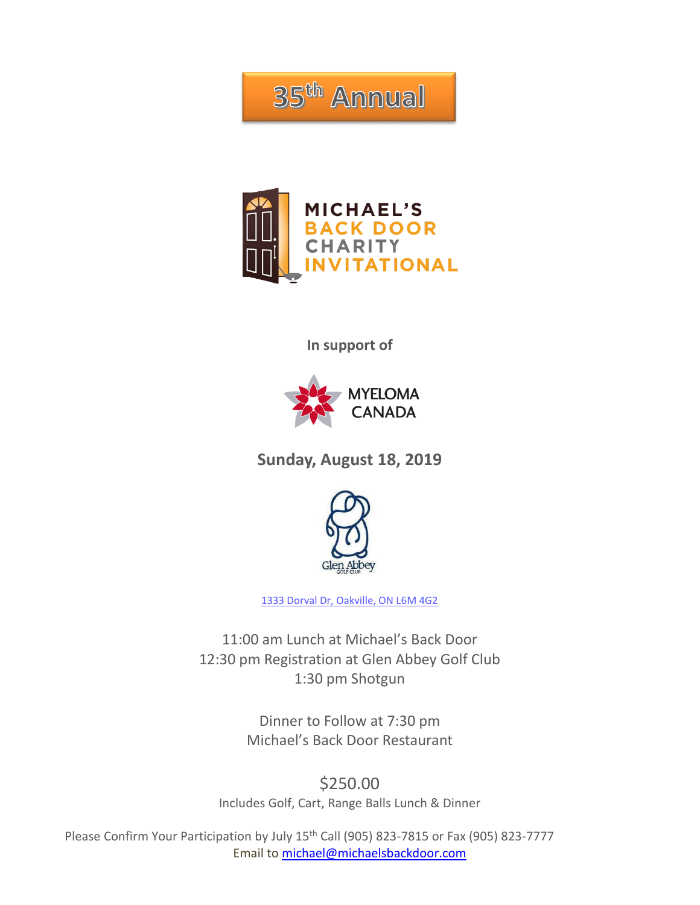# 35th Annual

# MICHAEL'S BACK DOOR CHARITY INVITATIONAL

**In support of**

MYELOMA CANADA

## Sunday, August 18, 2019

Glen Abbey GOLF CLUB

[1333 Dorval Dr, Oakville, ON L6M 4G2](1333 Dorval Dr, Oakville, ON L6M 4G2)

11:00 am Lunch at Michael's Back Door
12:30 pm Registration at Glen Abbey Golf Club
1:30 pm Shotgun

Dinner to Follow at 7:30 pm
Michael's Back Door Restaurant

$250.00
Includes Golf, Cart, Range Balls Lunch & Dinner

Please Confirm Your Participation by July 15th Call (905) 823-7815 or Fax (905) 823-7777
Email to michael@michaelsbackdoor.com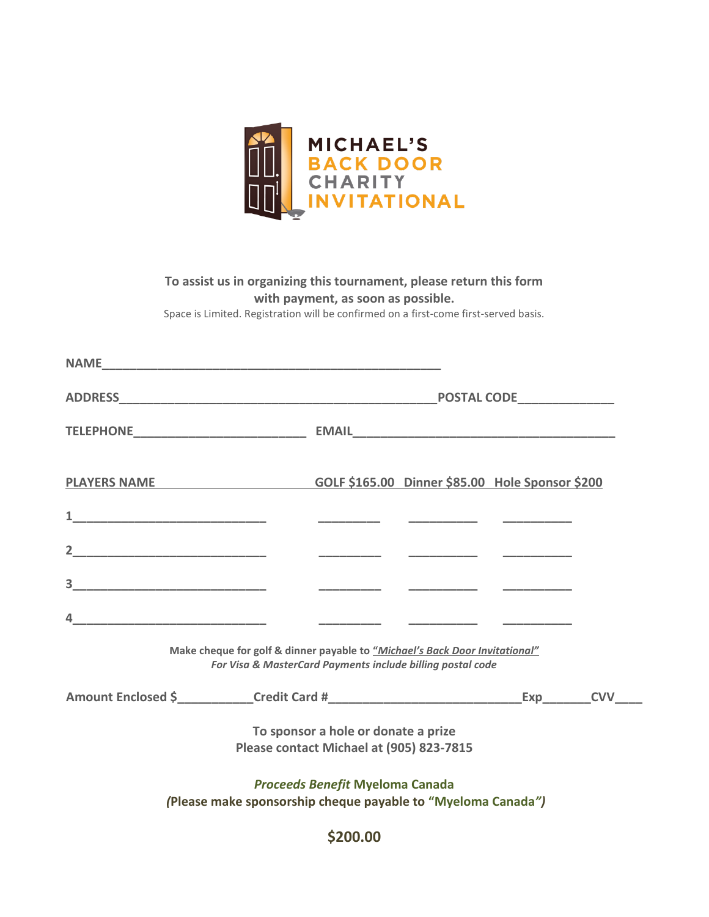# MICHAEL'S BACK DOOR CHARITY INVITATIONAL

**To assist us in organizing this tournament, please return this form with payment, as soon as possible.**

Space is Limited. Registration will be confirmed on a first-come first-served basis.

**NAME**___________________________________________________

**ADDRESS**_______________________________________________**POSTAL CODE**______________

**TELEPHONE**__________________________ **EMAIL**_______________________________________

| PLAYERS NAME | GOLF $165.00 | Dinner $85.00 | Hole Sponsor $200 |
|---|---|---|---|
| 1___________________________ | _________ | __________ | __________ |
| 2___________________________ | _________ | __________ | __________ |
| 3___________________________ | _________ | __________ | __________ |
| 4___________________________ | _________ | __________ | __________ |

**Make cheque for golf & dinner payable to *"Michael's Back Door Invitational"***

***For Visa & MasterCard Payments include billing postal code***

**Amount Enclosed $**___________**Credit Card #**____________________________**Exp**_______**CVV**____

**To sponsor a hole or donate a prize**
**Please contact Michael at (905) 823-7815**

***Proceeds Benefit* Myeloma Canada**
**(Please make sponsorship cheque payable to "Myeloma Canada")**

**$200.00**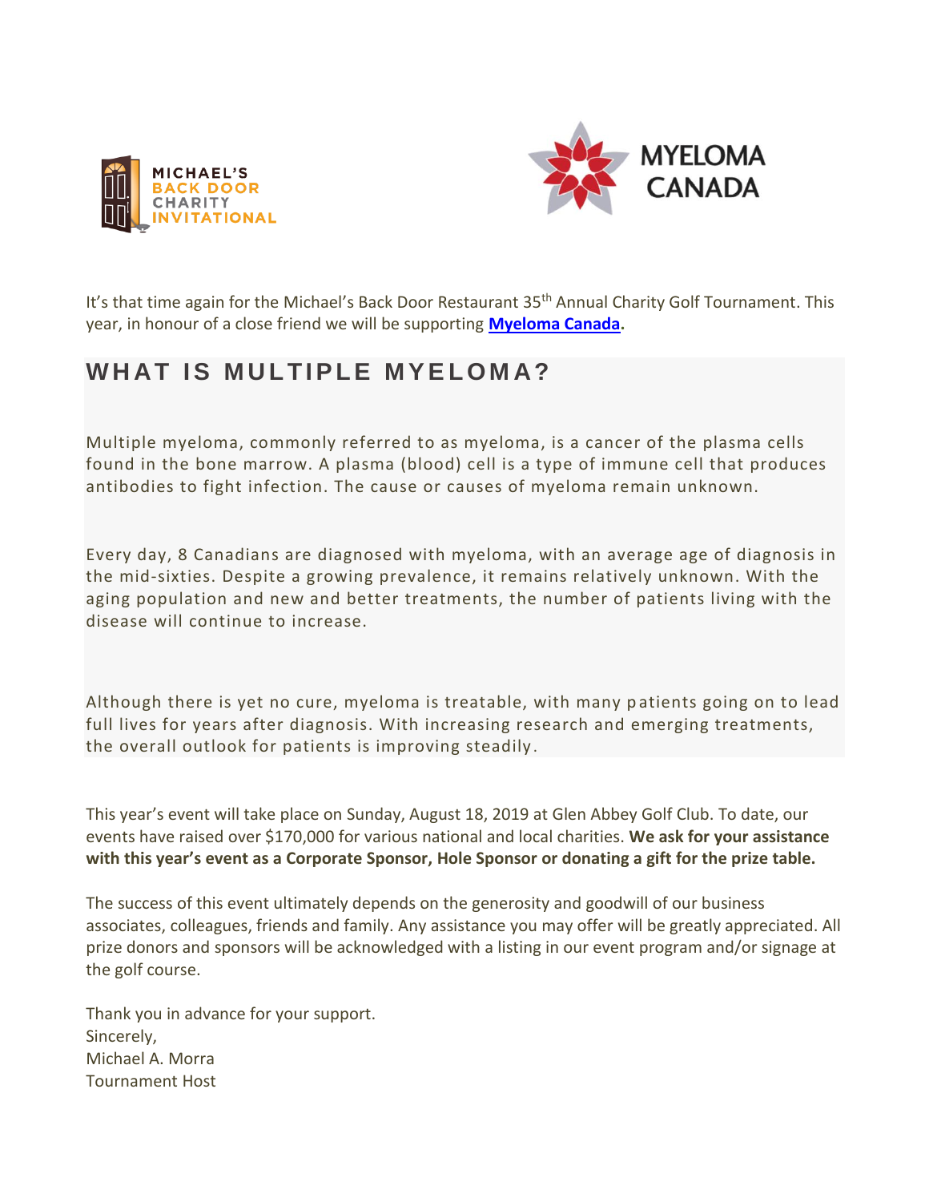MICHAEL'S BACK DOOR CHARITY INVITATIONAL

MYELOMA CANADA

It's that time again for the Michael's Back Door Restaurant 35th Annual Charity Golf Tournament. This year, in honour of a close friend we will be supporting **Myeloma Canada.**

## WHAT IS MULTIPLE MYELOMA?

Multiple myeloma, commonly referred to as myeloma, is a cancer of the plasma cells found in the bone marrow. A plasma (blood) cell is a type of immune cell that produces antibodies to fight infection. The cause or causes of myeloma remain unknown.

Every day, 8 Canadians are diagnosed with myeloma, with an average age of diagnosis in the mid-sixties. Despite a growing prevalence, it remains relatively unknown. With the aging population and new and better treatments, the number of patients living with the disease will continue to increase.

Although there is yet no cure, myeloma is treatable, with many patients going on to lead full lives for years after diagnosis. With increasing research and emerging treatments, the overall outlook for patients is improving steadily.

This year's event will take place on Sunday, August 18, 2019 at Glen Abbey Golf Club. To date, our events have raised over $170,000 for various national and local charities. **We ask for your assistance with this year's event as a Corporate Sponsor, Hole Sponsor or donating a gift for the prize table.**

The success of this event ultimately depends on the generosity and goodwill of our business associates, colleagues, friends and family. Any assistance you may offer will be greatly appreciated. All prize donors and sponsors will be acknowledged with a listing in our event program and/or signage at the golf course.

Thank you in advance for your support.
Sincerely,
Michael A. Morra
Tournament Host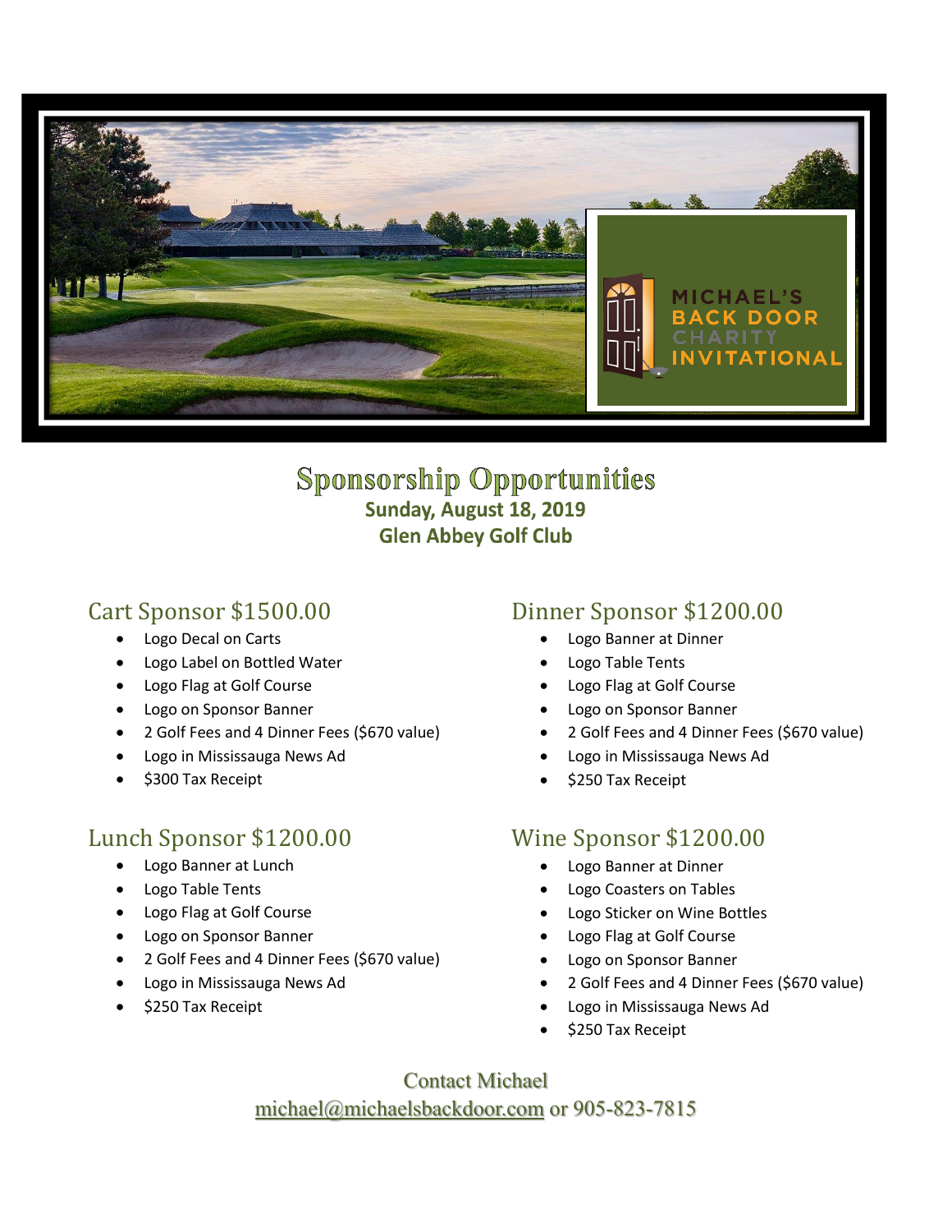MICHAEL'S BACK DOOR CHARITY INVITATIONAL

# Sponsorship Opportunities

**Sunday, August 18, 2019**
**Glen Abbey Golf Club**

## Cart Sponsor $1500.00

- Logo Decal on Carts
- Logo Label on Bottled Water
- Logo Flag at Golf Course
- Logo on Sponsor Banner
- 2 Golf Fees and 4 Dinner Fees ($670 value)
- Logo in Mississauga News Ad
- $300 Tax Receipt

## Lunch Sponsor $1200.00

- Logo Banner at Lunch
- Logo Table Tents
- Logo Flag at Golf Course
- Logo on Sponsor Banner
- 2 Golf Fees and 4 Dinner Fees ($670 value)
- Logo in Mississauga News Ad
- $250 Tax Receipt

## Dinner Sponsor $1200.00

- Logo Banner at Dinner
- Logo Table Tents
- Logo Flag at Golf Course
- Logo on Sponsor Banner
- 2 Golf Fees and 4 Dinner Fees ($670 value)
- Logo in Mississauga News Ad
- $250 Tax Receipt

## Wine Sponsor $1200.00

- Logo Banner at Dinner
- Logo Coasters on Tables
- Logo Sticker on Wine Bottles
- Logo Flag at Golf Course
- Logo on Sponsor Banner
- 2 Golf Fees and 4 Dinner Fees ($670 value)
- Logo in Mississauga News Ad
- $250 Tax Receipt

Contact Michael
michael@michaelsbackdoor.com or 905-823-7815